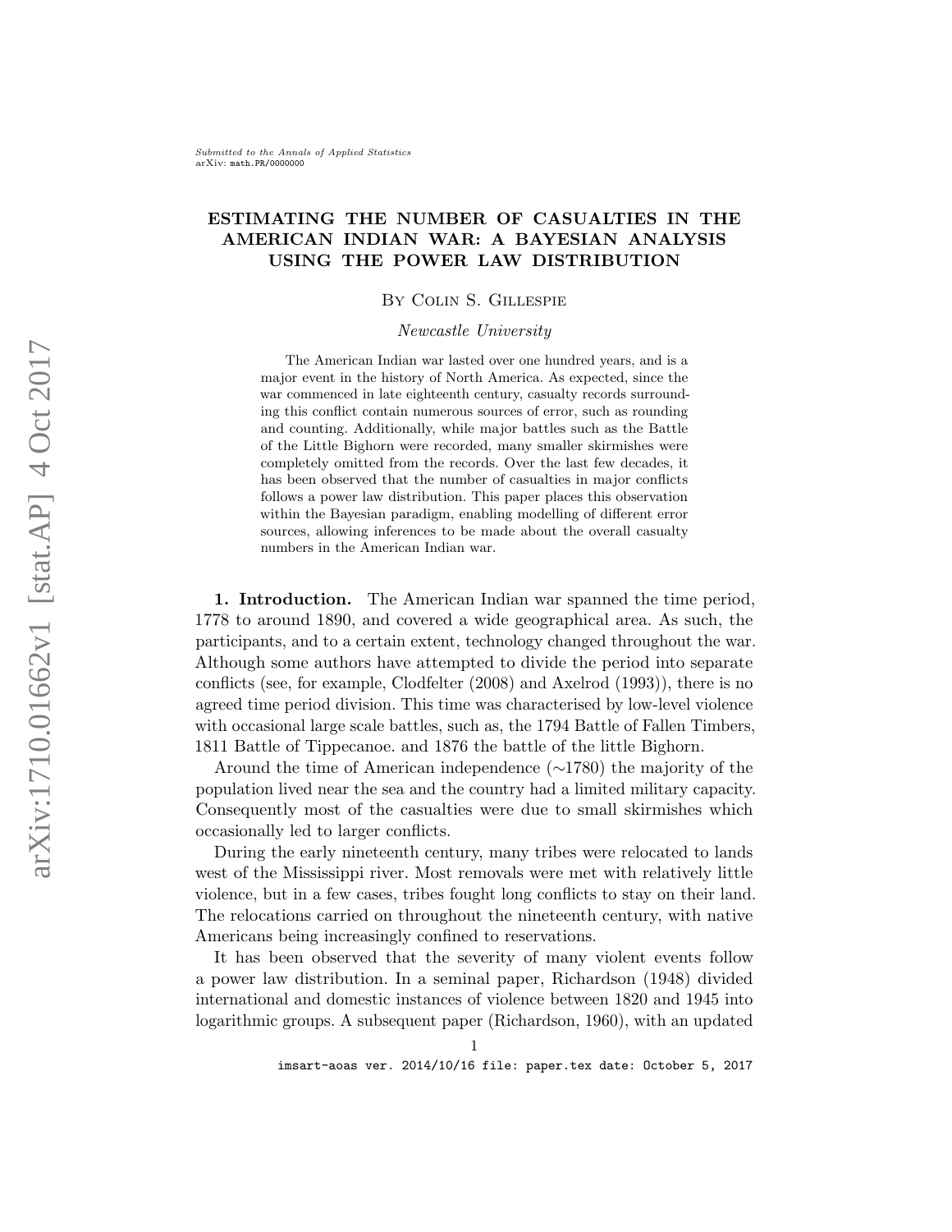*Submitted to the Annals of Applied Statistics*
arXiv: math.PR/0000000

# ESTIMATING THE NUMBER OF CASUALTIES IN THE AMERICAN INDIAN WAR: A BAYESIAN ANALYSIS USING THE POWER LAW DISTRIBUTION

By Colin S. Gillespie

*Newcastle University*

The American Indian war lasted over one hundred years, and is a major event in the history of North America. As expected, since the war commenced in late eighteenth century, casualty records surrounding this conflict contain numerous sources of error, such as rounding and counting. Additionally, while major battles such as the Battle of the Little Bighorn were recorded, many smaller skirmishes were completely omitted from the records. Over the last few decades, it has been observed that the number of casualties in major conflicts follows a power law distribution. This paper places this observation within the Bayesian paradigm, enabling modelling of different error sources, allowing inferences to be made about the overall casualty numbers in the American Indian war.

## 1. Introduction.

The American Indian war spanned the time period, 1778 to around 1890, and covered a wide geographical area. As such, the participants, and to a certain extent, technology changed throughout the war. Although some authors have attempted to divide the period into separate conflicts (see, for example, Clodfelter (2008) and Axelrod (1993)), there is no agreed time period division. This time was characterised by low-level violence with occasional large scale battles, such as, the 1794 Battle of Fallen Timbers, 1811 Battle of Tippecanoe. and 1876 the battle of the little Bighorn.

Around the time of American independence (∼1780) the majority of the population lived near the sea and the country had a limited military capacity. Consequently most of the casualties were due to small skirmishes which occasionally led to larger conflicts.

During the early nineteenth century, many tribes were relocated to lands west of the Mississippi river. Most removals were met with relatively little violence, but in a few cases, tribes fought long conflicts to stay on their land. The relocations carried on throughout the nineteenth century, with native Americans being increasingly confined to reservations.

It has been observed that the severity of many violent events follow a power law distribution. In a seminal paper, Richardson (1948) divided international and domestic instances of violence between 1820 and 1945 into logarithmic groups. A subsequent paper (Richardson, 1960), with an updated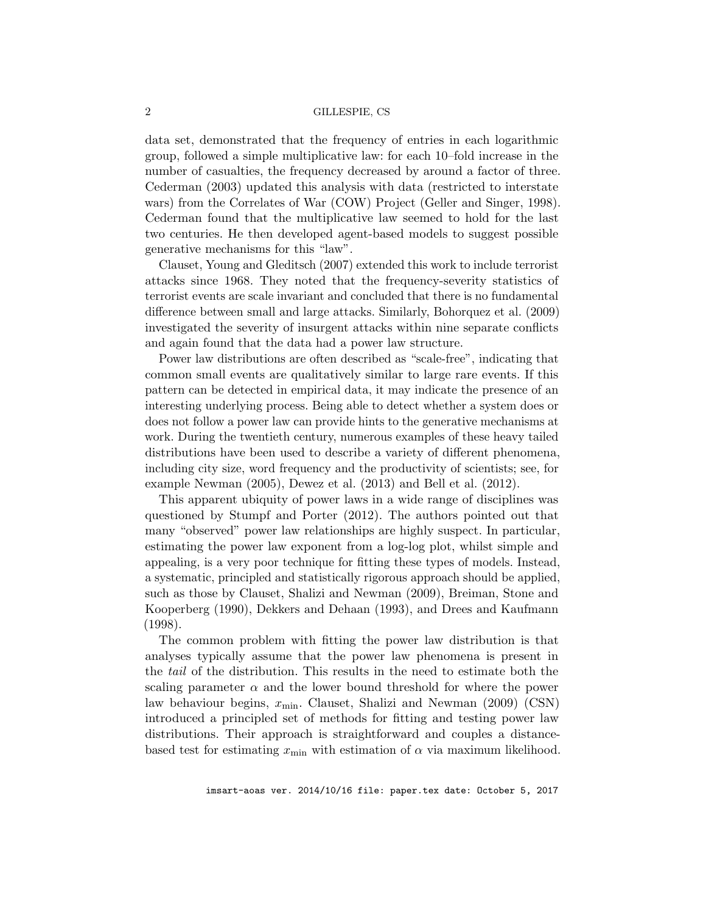data set, demonstrated that the frequency of entries in each logarithmic group, followed a simple multiplicative law: for each 10–fold increase in the number of casualties, the frequency decreased by around a factor of three. Cederman (2003) updated this analysis with data (restricted to interstate wars) from the Correlates of War (COW) Project (Geller and Singer, 1998). Cederman found that the multiplicative law seemed to hold for the last two centuries. He then developed agent-based models to suggest possible generative mechanisms for this "law".

Clauset, Young and Gleditsch (2007) extended this work to include terrorist attacks since 1968. They noted that the frequency-severity statistics of terrorist events are scale invariant and concluded that there is no fundamental difference between small and large attacks. Similarly, Bohorquez et al. (2009) investigated the severity of insurgent attacks within nine separate conflicts and again found that the data had a power law structure.

Power law distributions are often described as "scale-free", indicating that common small events are qualitatively similar to large rare events. If this pattern can be detected in empirical data, it may indicate the presence of an interesting underlying process. Being able to detect whether a system does or does not follow a power law can provide hints to the generative mechanisms at work. During the twentieth century, numerous examples of these heavy tailed distributions have been used to describe a variety of different phenomena, including city size, word frequency and the productivity of scientists; see, for example Newman (2005), Dewez et al. (2013) and Bell et al. (2012).

This apparent ubiquity of power laws in a wide range of disciplines was questioned by Stumpf and Porter (2012). The authors pointed out that many "observed" power law relationships are highly suspect. In particular, estimating the power law exponent from a log-log plot, whilst simple and appealing, is a very poor technique for fitting these types of models. Instead, a systematic, principled and statistically rigorous approach should be applied, such as those by Clauset, Shalizi and Newman (2009), Breiman, Stone and Kooperberg (1990), Dekkers and Dehaan (1993), and Drees and Kaufmann (1998).

The common problem with fitting the power law distribution is that analyses typically assume that the power law phenomena is present in the *tail* of the distribution. This results in the need to estimate both the scaling parameter $\alpha$ and the lower bound threshold for where the power law behaviour begins, $x_{\min}$. Clauset, Shalizi and Newman (2009) (CSN) introduced a principled set of methods for fitting and testing power law distributions. Their approach is straightforward and couples a distance-based test for estimating $x_{\min}$ with estimation of $\alpha$ via maximum likelihood.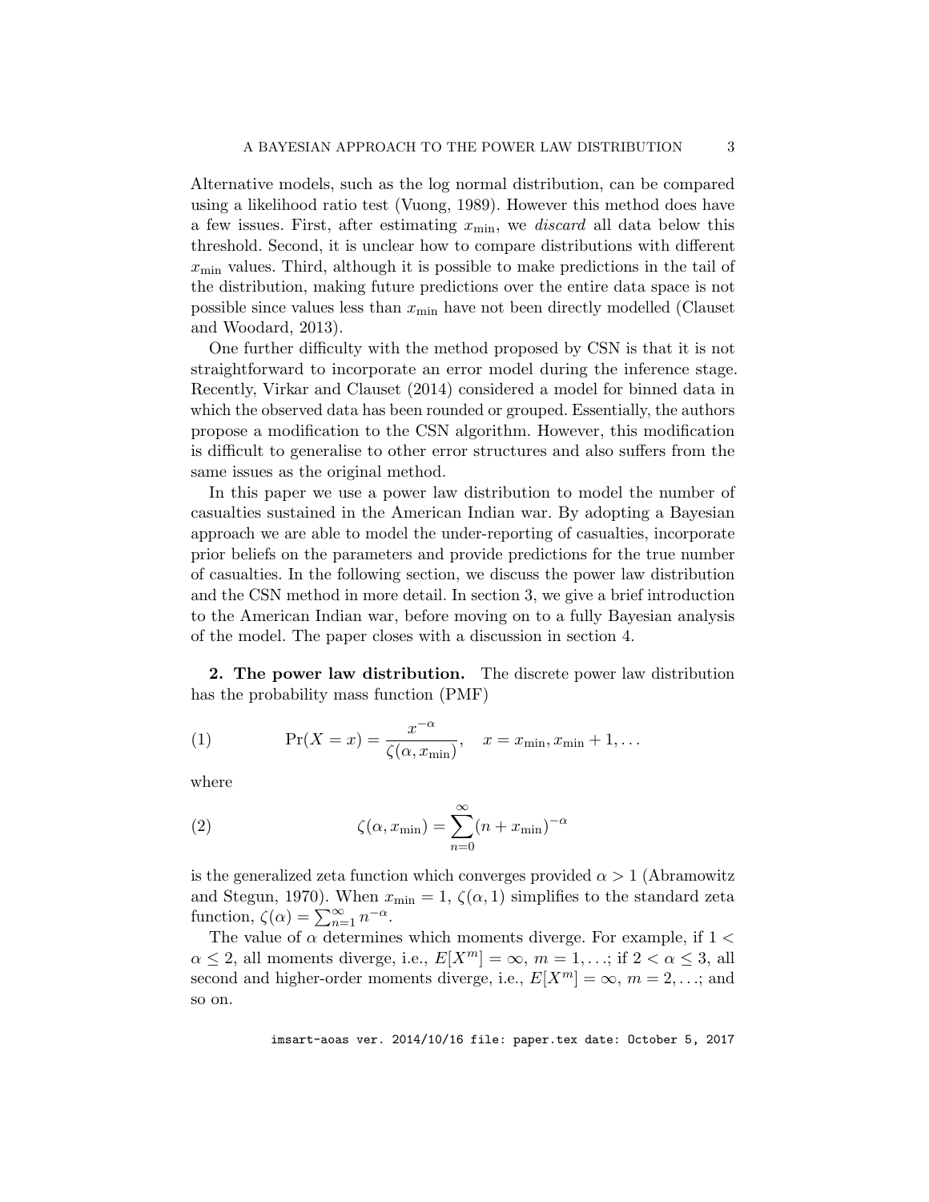Alternative models, such as the log normal distribution, can be compared using a likelihood ratio test (Vuong, 1989). However this method does have a few issues. First, after estimating $x_{\min}$, we *discard* all data below this threshold. Second, it is unclear how to compare distributions with different $x_{\min}$ values. Third, although it is possible to make predictions in the tail of the distribution, making future predictions over the entire data space is not possible since values less than $x_{\min}$ have not been directly modelled (Clauset and Woodard, 2013).

One further difficulty with the method proposed by CSN is that it is not straightforward to incorporate an error model during the inference stage. Recently, Virkar and Clauset (2014) considered a model for binned data in which the observed data has been rounded or grouped. Essentially, the authors propose a modification to the CSN algorithm. However, this modification is difficult to generalise to other error structures and also suffers from the same issues as the original method.

In this paper we use a power law distribution to model the number of casualties sustained in the American Indian war. By adopting a Bayesian approach we are able to model the under-reporting of casualties, incorporate prior beliefs on the parameters and provide predictions for the true number of casualties. In the following section, we discuss the power law distribution and the CSN method in more detail. In section 3, we give a brief introduction to the American Indian war, before moving on to a fully Bayesian analysis of the model. The paper closes with a discussion in section 4.

**2. The power law distribution.** The discrete power law distribution has the probability mass function (PMF)

$$\Pr(X = x) = \frac{x^{-\alpha}}{\zeta(\alpha, x_{\min})}, \quad x = x_{\min}, x_{\min} + 1, \ldots \tag{1}$$

where

$$\zeta(\alpha, x_{\min}) = \sum_{n=0}^{\infty} (n + x_{\min})^{-\alpha} \tag{2}$$

is the generalized zeta function which converges provided $\alpha > 1$ (Abramowitz and Stegun, 1970). When $x_{\min} = 1$, $\zeta(\alpha, 1)$ simplifies to the standard zeta function, $\zeta(\alpha) = \sum_{n=1}^{\infty} n^{-\alpha}$.

The value of $\alpha$ determines which moments diverge. For example, if $1 < \alpha \leq 2$, all moments diverge, i.e., $E[X^m] = \infty$, $m = 1, \ldots$; if $2 < \alpha \leq 3$, all second and higher-order moments diverge, i.e., $E[X^m] = \infty$, $m = 2, \ldots$; and so on.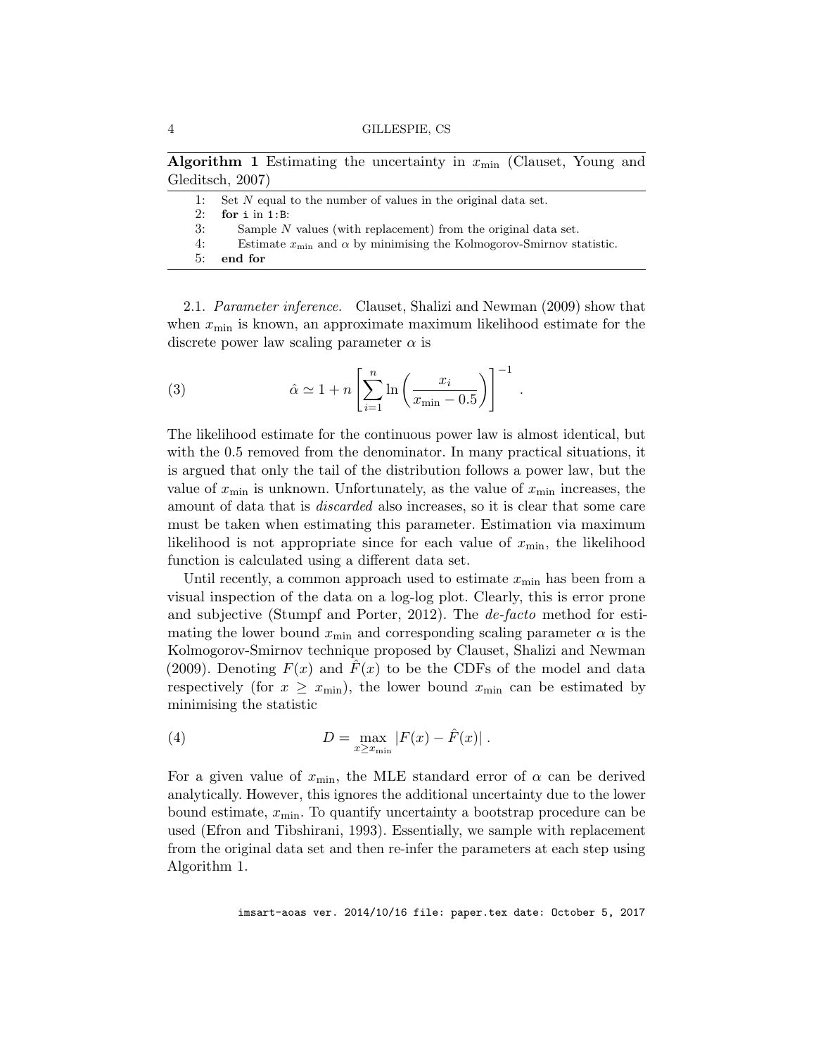**Algorithm 1** Estimating the uncertainty in $x_{\min}$ (Clauset, Young and Gleditsch, 2007)

```
1:  Set N equal to the number of values in the original data set.
2:  for i in 1:B:
3:      Sample N values (with replacement) from the original data set.
4:      Estimate x_min and α by minimising the Kolmogorov-Smirnov statistic.
5:  end for
```

2.1. *Parameter inference.* Clauset, Shalizi and Newman (2009) show that when $x_{\min}$ is known, an approximate maximum likelihood estimate for the discrete power law scaling parameter $\alpha$ is

$$\hat{\alpha} \simeq 1 + n \left[ \sum_{i=1}^{n} \ln \left( \frac{x_i}{x_{\min} - 0.5} \right) \right]^{-1} . \tag{3}$$

The likelihood estimate for the continuous power law is almost identical, but with the 0.5 removed from the denominator. In many practical situations, it is argued that only the tail of the distribution follows a power law, but the value of $x_{\min}$ is unknown. Unfortunately, as the value of $x_{\min}$ increases, the amount of data that is *discarded* also increases, so it is clear that some care must be taken when estimating this parameter. Estimation via maximum likelihood is not appropriate since for each value of $x_{\min}$, the likelihood function is calculated using a different data set.

Until recently, a common approach used to estimate $x_{\min}$ has been from a visual inspection of the data on a log-log plot. Clearly, this is error prone and subjective (Stumpf and Porter, 2012). The *de-facto* method for estimating the lower bound $x_{\min}$ and corresponding scaling parameter $\alpha$ is the Kolmogorov-Smirnov technique proposed by Clauset, Shalizi and Newman (2009). Denoting $F(x)$ and $\hat{F}(x)$ to be the CDFs of the model and data respectively (for $x \geq x_{\min}$), the lower bound $x_{\min}$ can be estimated by minimising the statistic

$$D = \max_{x \geq x_{\min}} |F(x) - \hat{F}(x)| \, . \tag{4}$$

For a given value of $x_{\min}$, the MLE standard error of $\alpha$ can be derived analytically. However, this ignores the additional uncertainty due to the lower bound estimate, $x_{\min}$. To quantify uncertainty a bootstrap procedure can be used (Efron and Tibshirani, 1993). Essentially, we sample with replacement from the original data set and then re-infer the parameters at each step using Algorithm 1.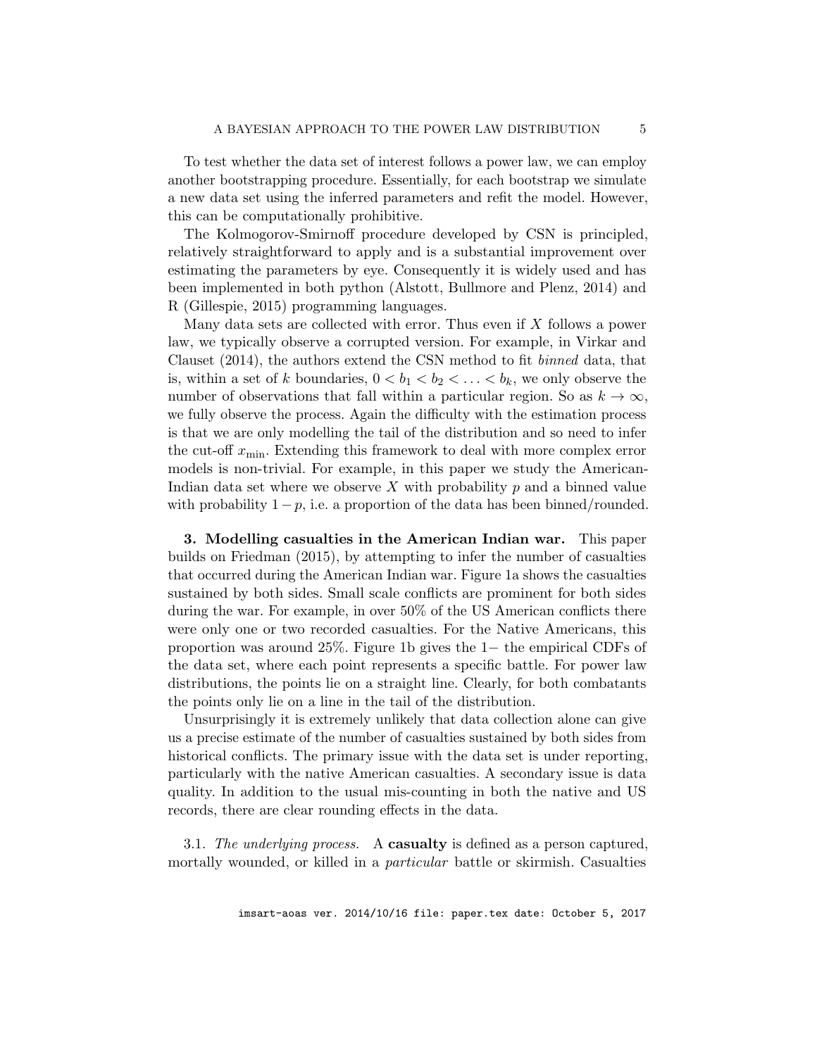To test whether the data set of interest follows a power law, we can employ another bootstrapping procedure. Essentially, for each bootstrap we simulate a new data set using the inferred parameters and refit the model. However, this can be computationally prohibitive.

The Kolmogorov-Smirnoff procedure developed by CSN is principled, relatively straightforward to apply and is a substantial improvement over estimating the parameters by eye. Consequently it is widely used and has been implemented in both python (Alstott, Bullmore and Plenz, 2014) and R (Gillespie, 2015) programming languages.

Many data sets are collected with error. Thus even if $X$ follows a power law, we typically observe a corrupted version. For example, in Virkar and Clauset (2014), the authors extend the CSN method to fit *binned* data, that is, within a set of $k$ boundaries, $0 < b_1 < b_2 < \ldots < b_k$, we only observe the number of observations that fall within a particular region. So as $k \to \infty$, we fully observe the process. Again the difficulty with the estimation process is that we are only modelling the tail of the distribution and so need to infer the cut-off $x_{\min}$. Extending this framework to deal with more complex error models is non-trivial. For example, in this paper we study the American-Indian data set where we observe $X$ with probability $p$ and a binned value with probability $1-p$, i.e. a proportion of the data has been binned/rounded.

## 3. Modelling casualties in the American Indian war.

This paper builds on Friedman (2015), by attempting to infer the number of casualties that occurred during the American Indian war. Figure 1a shows the casualties sustained by both sides. Small scale conflicts are prominent for both sides during the war. For example, in over 50% of the US American conflicts there were only one or two recorded casualties. For the Native Americans, this proportion was around 25%. Figure 1b gives the $1-$ the empirical CDFs of the data set, where each point represents a specific battle. For power law distributions, the points lie on a straight line. Clearly, for both combatants the points only lie on a line in the tail of the distribution.

Unsurprisingly it is extremely unlikely that data collection alone can give us a precise estimate of the number of casualties sustained by both sides from historical conflicts. The primary issue with the data set is under reporting, particularly with the native American casualties. A secondary issue is data quality. In addition to the usual mis-counting in both the native and US records, there are clear rounding effects in the data.

### 3.1. *The underlying process.*

A **casualty** is defined as a person captured, mortally wounded, or killed in a *particular* battle or skirmish. Casualties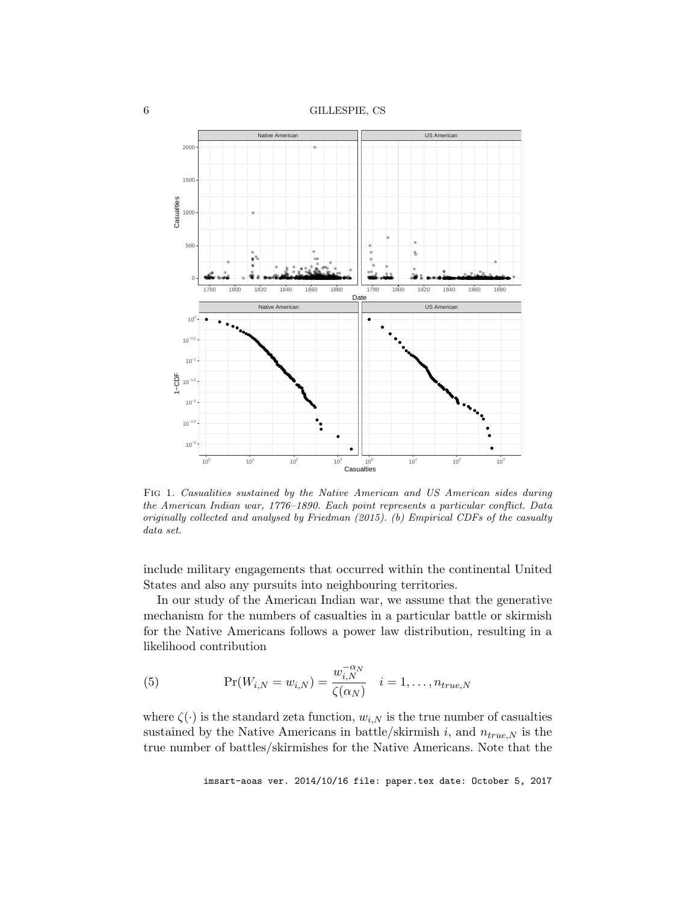Fig 1. *Casualities sustained by the Native American and US American sides during the American Indian war, 1776–1890. Each point represents a particular conflict. Data originally collected and analysed by Friedman (2015). (b) Empirical CDFs of the casualty data set.*

include military engagements that occurred within the continental United States and also any pursuits into neighbouring territories.

In our study of the American Indian war, we assume that the generative mechanism for the numbers of casualties in a particular battle or skirmish for the Native Americans follows a power law distribution, resulting in a likelihood contribution

$$
\Pr(W_{i,N} = w_{i,N}) = \frac{w_{i,N}^{-\alpha_N}}{\zeta(\alpha_N)} \quad i = 1, \ldots, n_{true,N} \tag{5}
$$

where $\zeta(\cdot)$ is the standard zeta function, $w_{i,N}$ is the true number of casualties sustained by the Native Americans in battle/skirmish $i$, and $n_{true,N}$ is the true number of battles/skirmishes for the Native Americans. Note that the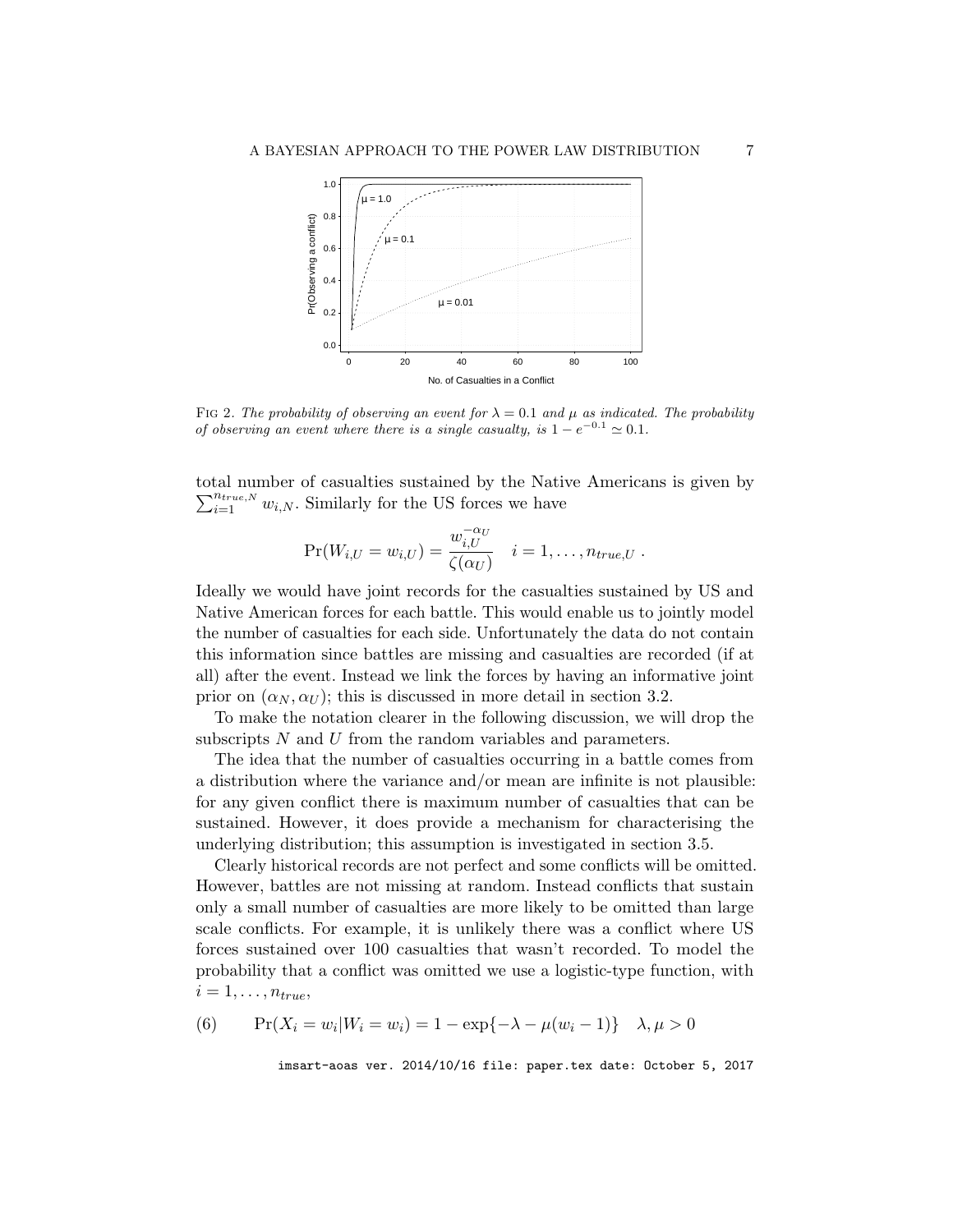FIG 2. *The probability of observing an event for $\lambda = 0.1$ and $\mu$ as indicated. The probability of observing an event where there is a single casualty, is $1 - e^{-0.1} \simeq 0.1$.*

total number of casualties sustained by the Native Americans is given by $\sum_{i=1}^{n_{true,N}} w_{i,N}$. Similarly for the US forces we have

$$\Pr(W_{i,U} = w_{i,U}) = \frac{w_{i,U}^{-\alpha_U}}{\zeta(\alpha_U)} \quad i = 1, \dots, n_{true,U} \; .$$

Ideally we would have joint records for the casualties sustained by US and Native American forces for each battle. This would enable us to jointly model the number of casualties for each side. Unfortunately the data do not contain this information since battles are missing and casualties are recorded (if at all) after the event. Instead we link the forces by having an informative joint prior on $(\alpha_N, \alpha_U)$; this is discussed in more detail in section 3.2.

To make the notation clearer in the following discussion, we will drop the subscripts $N$ and $U$ from the random variables and parameters.

The idea that the number of casualties occurring in a battle comes from a distribution where the variance and/or mean are infinite is not plausible: for any given conflict there is maximum number of casualties that can be sustained. However, it does provide a mechanism for characterising the underlying distribution; this assumption is investigated in section 3.5.

Clearly historical records are not perfect and some conflicts will be omitted. However, battles are not missing at random. Instead conflicts that sustain only a small number of casualties are more likely to be omitted than large scale conflicts. For example, it is unlikely there was a conflict where US forces sustained over 100 casualties that wasn't recorded. To model the probability that a conflict was omitted we use a logistic-type function, with $i = 1, \dots, n_{true}$,

$$(6) \qquad \Pr(X_i = w_i | W_i = w_i) = 1 - \exp\{-\lambda - \mu(w_i - 1)\} \quad \lambda, \mu > 0$$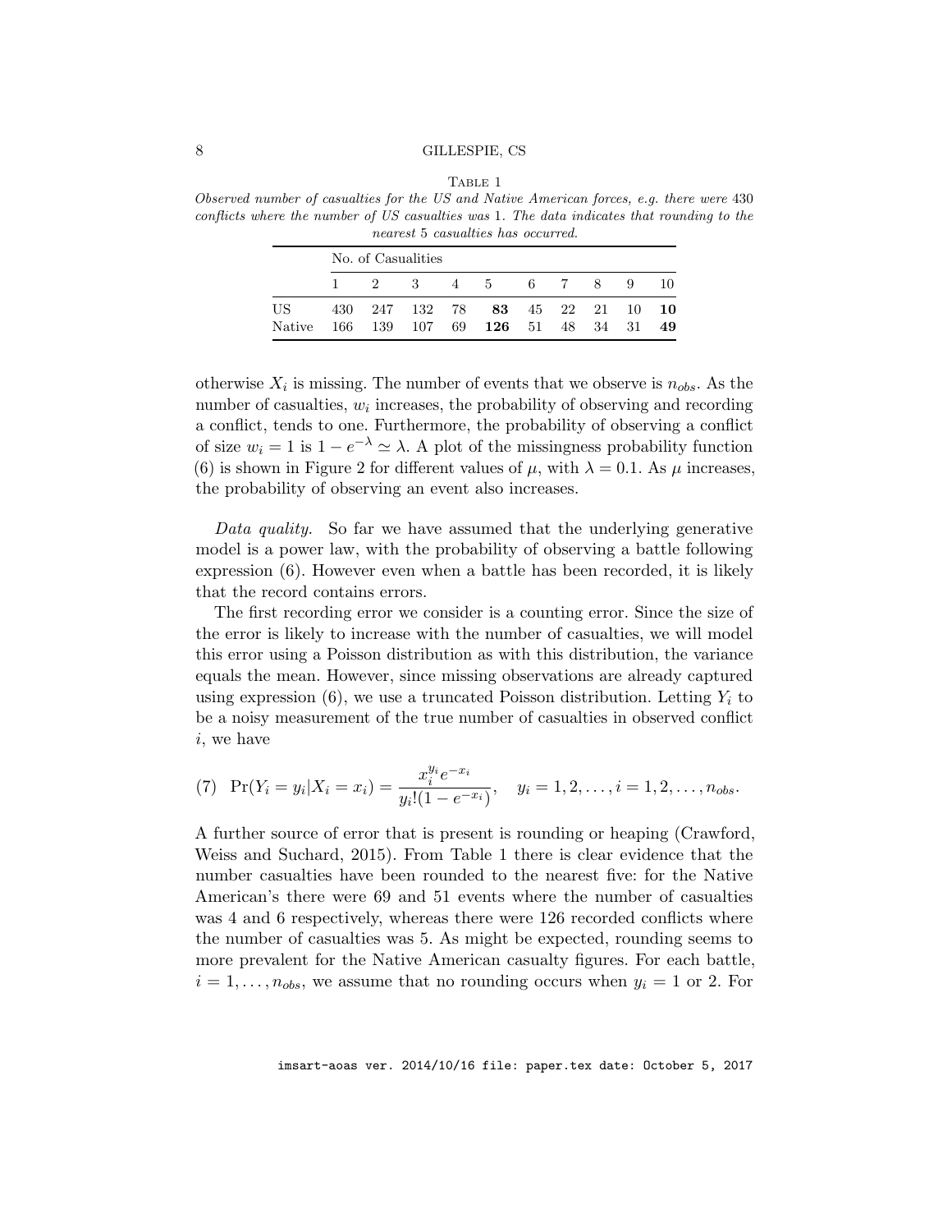Table 1

*Observed number of casualties for the US and Native American forces, e.g. there were 430 conflicts where the number of US casualties was 1. The data indicates that rounding to the nearest 5 casualties has occurred.*

| | No. of Casualities | | | | | | | | | |
|---|---|---|---|---|---|---|---|---|---|---|
| | 1 | 2 | 3 | 4 | 5 | 6 | 7 | 8 | 9 | 10 |
| US | 430 | 247 | 132 | 78 | **83** | 45 | 22 | 21 | 10 | **10** |
| Native | 166 | 139 | 107 | 69 | **126** | 51 | 48 | 34 | 31 | **49** |

otherwise $X_i$ is missing. The number of events that we observe is $n_{obs}$. As the number of casualties, $w_i$ increases, the probability of observing and recording a conflict, tends to one. Furthermore, the probability of observing a conflict of size $w_i = 1$ is $1 - e^{-\lambda} \simeq \lambda$. A plot of the missingness probability function (6) is shown in Figure 2 for different values of $\mu$, with $\lambda = 0.1$. As $\mu$ increases, the probability of observing an event also increases.

*Data quality.* So far we have assumed that the underlying generative model is a power law, with the probability of observing a battle following expression (6). However even when a battle has been recorded, it is likely that the record contains errors.

The first recording error we consider is a counting error. Since the size of the error is likely to increase with the number of casualties, we will model this error using a Poisson distribution as with this distribution, the variance equals the mean. However, since missing observations are already captured using expression (6), we use a truncated Poisson distribution. Letting $Y_i$ to be a noisy measurement of the true number of casualties in observed conflict $i$, we have

$$(7) \quad \Pr(Y_i = y_i | X_i = x_i) = \frac{x_i^{y_i} e^{-x_i}}{y_i!(1 - e^{-x_i})}, \quad y_i = 1, 2, \ldots, i = 1, 2, \ldots, n_{obs}.$$

A further source of error that is present is rounding or heaping (Crawford, Weiss and Suchard, 2015). From Table 1 there is clear evidence that the number casualties have been rounded to the nearest five: for the Native American's there were 69 and 51 events where the number of casualties was 4 and 6 respectively, whereas there were 126 recorded conflicts where the number of casualties was 5. As might be expected, rounding seems to more prevalent for the Native American casualty figures. For each battle, $i = 1, \ldots, n_{obs}$, we assume that no rounding occurs when $y_i = 1$ or 2. For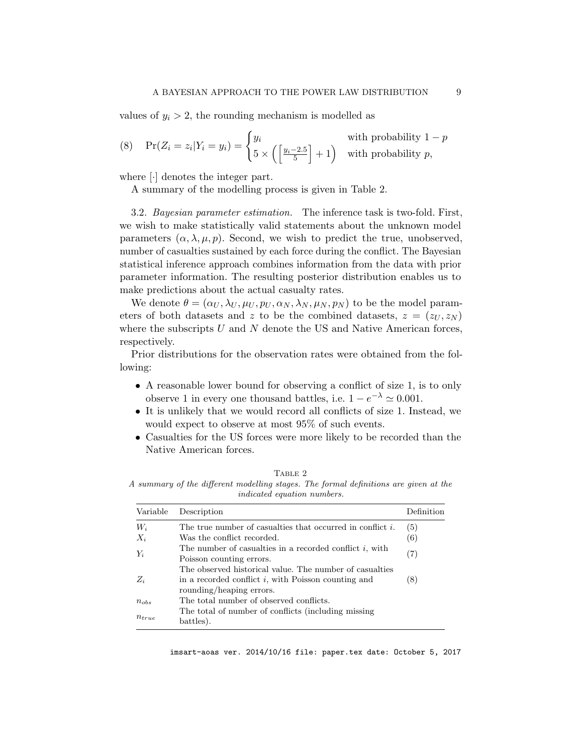values of $y_i > 2$, the rounding mechanism is modelled as

$$\text{(8)} \quad \Pr(Z_i = z_i | Y_i = y_i) = \begin{cases} y_i & \text{with probability } 1-p \\ 5 \times \left( \left[ \frac{y_i - 2.5}{5} \right] + 1 \right) & \text{with probability } p, \end{cases}$$

where $[\cdot]$ denotes the integer part.

A summary of the modelling process is given in Table 2.

3.2. *Bayesian parameter estimation.* The inference task is two-fold. First, we wish to make statistically valid statements about the unknown model parameters $(\alpha, \lambda, \mu, p)$. Second, we wish to predict the true, unobserved, number of casualties sustained by each force during the conflict. The Bayesian statistical inference approach combines information from the data with prior parameter information. The resulting posterior distribution enables us to make predictions about the actual casualty rates.

We denote $\theta = (\alpha_U, \lambda_U, \mu_U, p_U, \alpha_N, \lambda_N, \mu_N, p_N)$ to be the model parameters of both datasets and $z$ to be the combined datasets, $z = (z_U, z_N)$ where the subscripts $U$ and $N$ denote the US and Native American forces, respectively.

Prior distributions for the observation rates were obtained from the following:

- A reasonable lower bound for observing a conflict of size 1, is to only observe 1 in every one thousand battles, i.e. $1 - e^{-\lambda} \simeq 0.001$.
- It is unlikely that we would record all conflicts of size 1. Instead, we would expect to observe at most 95% of such events.
- Casualties for the US forces were more likely to be recorded than the Native American forces.

TABLE 2

*A summary of the different modelling stages. The formal definitions are given at the indicated equation numbers.*

| Variable | Description | Definition |
|---|---|---|
| $W_i$ | The true number of casualties that occurred in conflict $i$. | (5) |
| $X_i$ | Was the conflict recorded. | (6) |
| $Y_i$ | The number of casualties in a recorded conflict $i$, with Poisson counting errors. | (7) |
| $Z_i$ | The observed historical value. The number of casualties in a recorded conflict $i$, with Poisson counting and rounding/heaping errors. | (8) |
| $n_{obs}$ | The total number of observed conflicts. | |
| $n_{true}$ | The total of number of conflicts (including missing battles). | |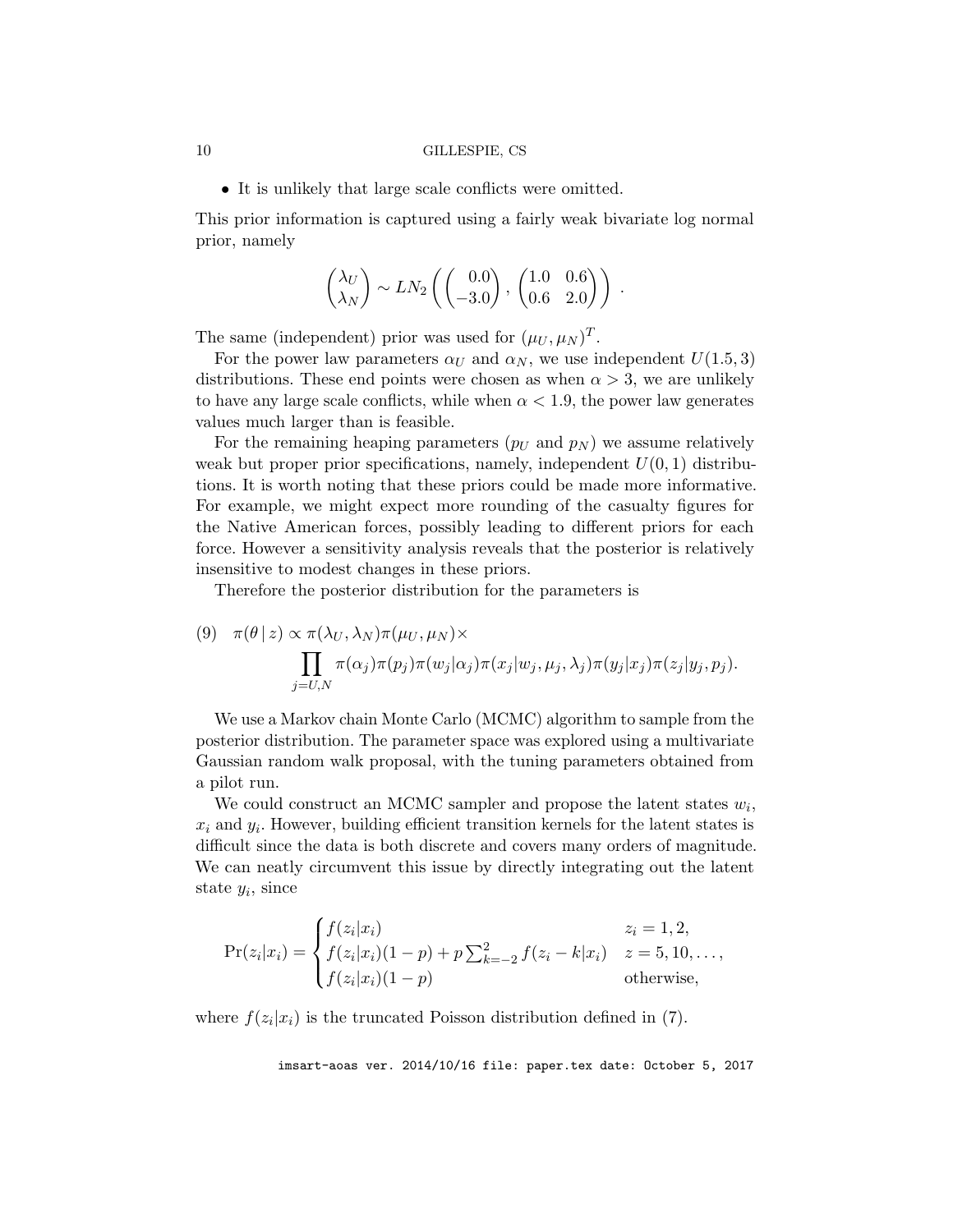- It is unlikely that large scale conflicts were omitted.

This prior information is captured using a fairly weak bivariate log normal prior, namely

$$\begin{pmatrix} \lambda_U \\ \lambda_N \end{pmatrix} \sim LN_2 \left( \begin{pmatrix} 0.0 \\ -3.0 \end{pmatrix}, \begin{pmatrix} 1.0 & 0.6 \\ 0.6 & 2.0 \end{pmatrix} \right) .$$

The same (independent) prior was used for $(\mu_U, \mu_N)^T$.

For the power law parameters $\alpha_U$ and $\alpha_N$, we use independent $U(1.5, 3)$ distributions. These end points were chosen as when $\alpha > 3$, we are unlikely to have any large scale conflicts, while when $\alpha < 1.9$, the power law generates values much larger than is feasible.

For the remaining heaping parameters ($p_U$ and $p_N$) we assume relatively weak but proper prior specifications, namely, independent $U(0, 1)$ distributions. It is worth noting that these priors could be made more informative. For example, we might expect more rounding of the casualty figures for the Native American forces, possibly leading to different priors for each force. However a sensitivity analysis reveals that the posterior is relatively insensitive to modest changes in these priors.

Therefore the posterior distribution for the parameters is

$$\begin{aligned}(9) \quad \pi(\theta \mid z) \propto\ & \pi(\lambda_U, \lambda_N)\pi(\mu_U, \mu_N)\times \\ & \prod_{j=U,N} \pi(\alpha_j)\pi(p_j)\pi(w_j|\alpha_j)\pi(x_j|w_j, \mu_j, \lambda_j)\pi(y_j|x_j)\pi(z_j|y_j, p_j).\end{aligned}$$

We use a Markov chain Monte Carlo (MCMC) algorithm to sample from the posterior distribution. The parameter space was explored using a multivariate Gaussian random walk proposal, with the tuning parameters obtained from a pilot run.

We could construct an MCMC sampler and propose the latent states $w_i$, $x_i$ and $y_i$. However, building efficient transition kernels for the latent states is difficult since the data is both discrete and covers many orders of magnitude. We can neatly circumvent this issue by directly integrating out the latent state $y_i$, since

$$\Pr(z_i|x_i) = \begin{cases} f(z_i|x_i) & z_i = 1, 2, \\ f(z_i|x_i)(1-p) + p\sum_{k=-2}^{2} f(z_i - k|x_i) & z = 5, 10, \dots, \\ f(z_i|x_i)(1-p) & \text{otherwise,} \end{cases}$$

where $f(z_i|x_i)$ is the truncated Poisson distribution defined in (7).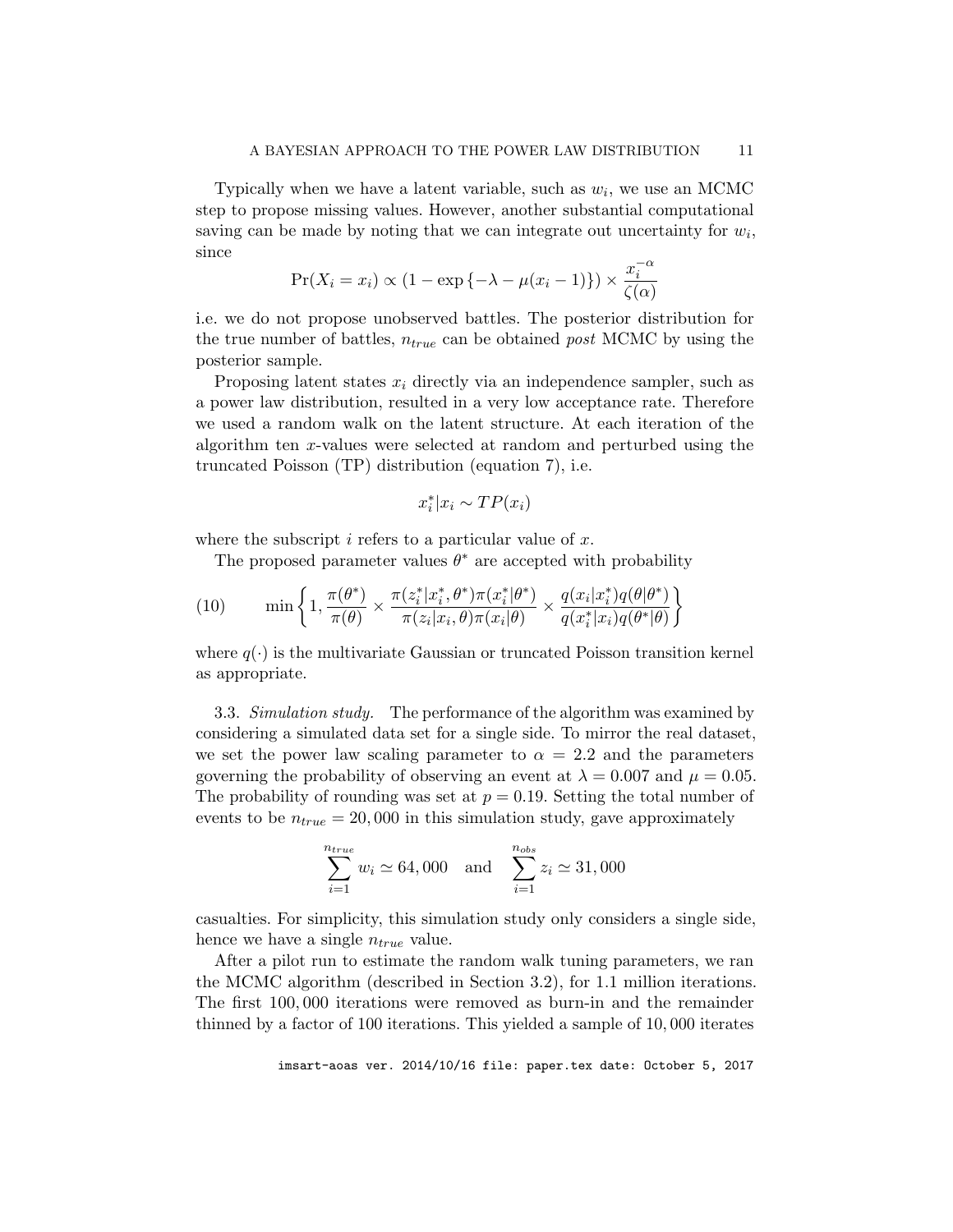Typically when we have a latent variable, such as $w_i$, we use an MCMC step to propose missing values. However, another substantial computational saving can be made by noting that we can integrate out uncertainty for $w_i$, since

$$\Pr(X_i = x_i) \propto (1 - \exp\{-\lambda - \mu(x_i - 1)\}) \times \frac{x_i^{-\alpha}}{\zeta(\alpha)}$$

i.e. we do not propose unobserved battles. The posterior distribution for the true number of battles, $n_{true}$ can be obtained *post* MCMC by using the posterior sample.

Proposing latent states $x_i$ directly via an independence sampler, such as a power law distribution, resulted in a very low acceptance rate. Therefore we used a random walk on the latent structure. At each iteration of the algorithm ten $x$-values were selected at random and perturbed using the truncated Poisson (TP) distribution (equation 7), i.e.

$$x_i^* | x_i \sim TP(x_i)$$

where the subscript $i$ refers to a particular value of $x$.

The proposed parameter values $\theta^*$ are accepted with probability

$$\min\left\{1, \frac{\pi(\theta^*)}{\pi(\theta)} \times \frac{\pi(z_i^*|x_i^*, \theta^*)\pi(x_i^*|\theta^*)}{\pi(z_i|x_i, \theta)\pi(x_i|\theta)} \times \frac{q(x_i|x_i^*)q(\theta|\theta^*)}{q(x_i^*|x_i)q(\theta^*|\theta)}\right\} \tag{10}$$

where $q(\cdot)$ is the multivariate Gaussian or truncated Poisson transition kernel as appropriate.

3.3. *Simulation study.* The performance of the algorithm was examined by considering a simulated data set for a single side. To mirror the real dataset, we set the power law scaling parameter to $\alpha = 2.2$ and the parameters governing the probability of observing an event at $\lambda = 0.007$ and $\mu = 0.05$. The probability of rounding was set at $p = 0.19$. Setting the total number of events to be $n_{true} = 20,000$ in this simulation study, gave approximately

$$\sum_{i=1}^{n_{true}} w_i \simeq 64,000 \quad \text{and} \quad \sum_{i=1}^{n_{obs}} z_i \simeq 31,000$$

casualties. For simplicity, this simulation study only considers a single side, hence we have a single $n_{true}$ value.

After a pilot run to estimate the random walk tuning parameters, we ran the MCMC algorithm (described in Section 3.2), for 1.1 million iterations. The first 100,000 iterations were removed as burn-in and the remainder thinned by a factor of 100 iterations. This yielded a sample of 10,000 iterates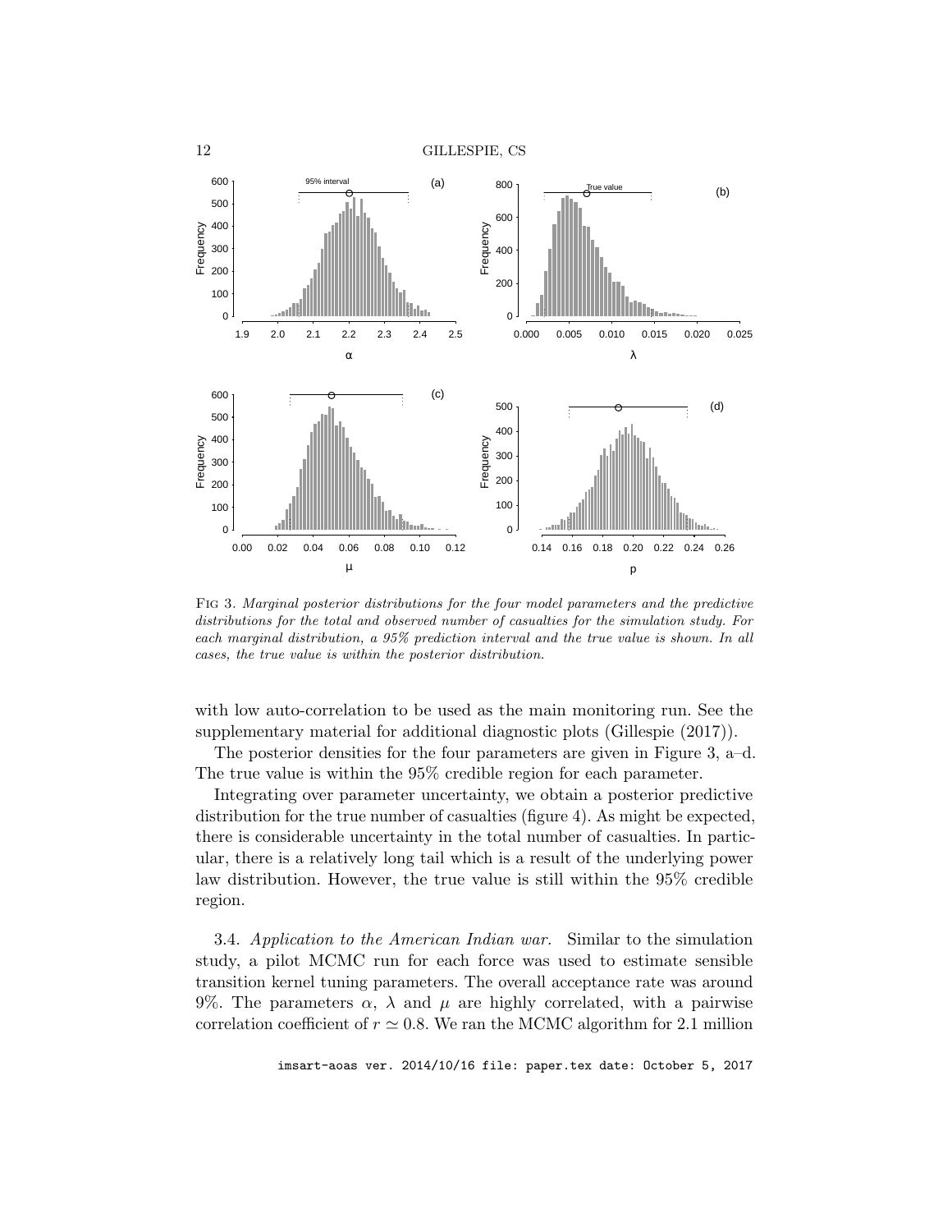Fig 3. *Marginal posterior distributions for the four model parameters and the predictive distributions for the total and observed number of casualties for the simulation study. For each marginal distribution, a 95% prediction interval and the true value is shown. In all cases, the true value is within the posterior distribution.*

with low auto-correlation to be used as the main monitoring run. See the supplementary material for additional diagnostic plots (Gillespie (2017)).

The posterior densities for the four parameters are given in Figure 3, a–d. The true value is within the 95% credible region for each parameter.

Integrating over parameter uncertainty, we obtain a posterior predictive distribution for the true number of casualties (figure 4). As might be expected, there is considerable uncertainty in the total number of casualties. In particular, there is a relatively long tail which is a result of the underlying power law distribution. However, the true value is still within the 95% credible region.

3.4. *Application to the American Indian war.* Similar to the simulation study, a pilot MCMC run for each force was used to estimate sensible transition kernel tuning parameters. The overall acceptance rate was around 9%. The parameters $\alpha$, $\lambda$ and $\mu$ are highly correlated, with a pairwise correlation coefficient of $r \simeq 0.8$. We ran the MCMC algorithm for 2.1 million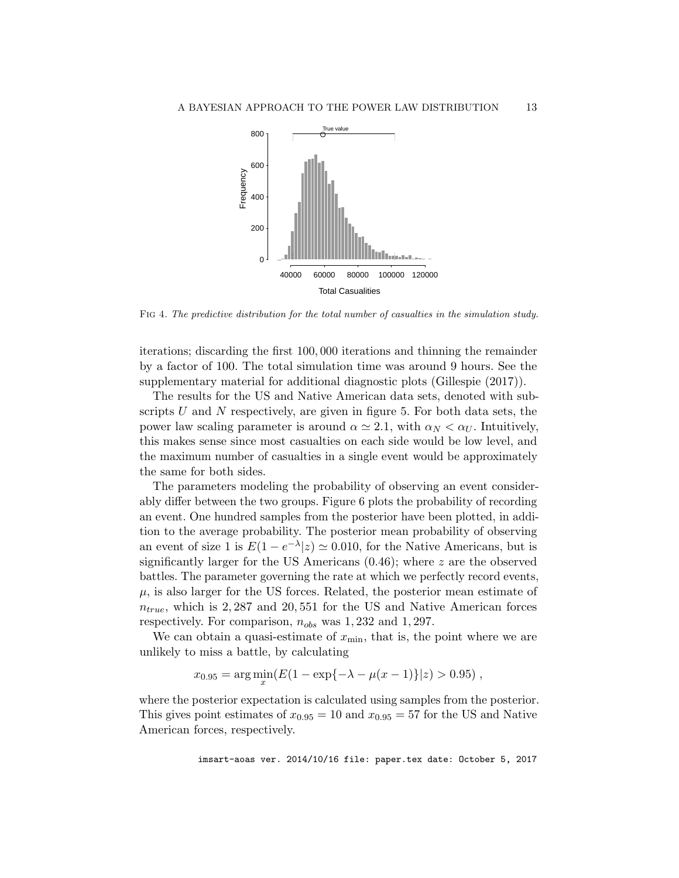FIG 4. *The predictive distribution for the total number of casualties in the simulation study.*

iterations; discarding the first 100,000 iterations and thinning the remainder by a factor of 100. The total simulation time was around 9 hours. See the supplementary material for additional diagnostic plots (Gillespie (2017)).

The results for the US and Native American data sets, denoted with subscripts $U$ and $N$ respectively, are given in figure 5. For both data sets, the power law scaling parameter is around $\alpha \simeq 2.1$, with $\alpha_N < \alpha_U$. Intuitively, this makes sense since most casualties on each side would be low level, and the maximum number of casualties in a single event would be approximately the same for both sides.

The parameters modeling the probability of observing an event considerably differ between the two groups. Figure 6 plots the probability of recording an event. One hundred samples from the posterior have been plotted, in addition to the average probability. The posterior mean probability of observing an event of size 1 is $E(1 - e^{-\lambda}|z) \simeq 0.010$, for the Native Americans, but is significantly larger for the US Americans (0.46); where $z$ are the observed battles. The parameter governing the rate at which we perfectly record events, $\mu$, is also larger for the US forces. Related, the posterior mean estimate of $n_{true}$, which is 2,287 and 20,551 for the US and Native American forces respectively. For comparison, $n_{obs}$ was 1,232 and 1,297.

We can obtain a quasi-estimate of $x_{\min}$, that is, the point where we are unlikely to miss a battle, by calculating

$$x_{0.95} = \arg\min_{x}(E(1 - \exp\{-\lambda - \mu(x-1)\}|z) > 0.95) \, ,$$

where the posterior expectation is calculated using samples from the posterior. This gives point estimates of $x_{0.95} = 10$ and $x_{0.95} = 57$ for the US and Native American forces, respectively.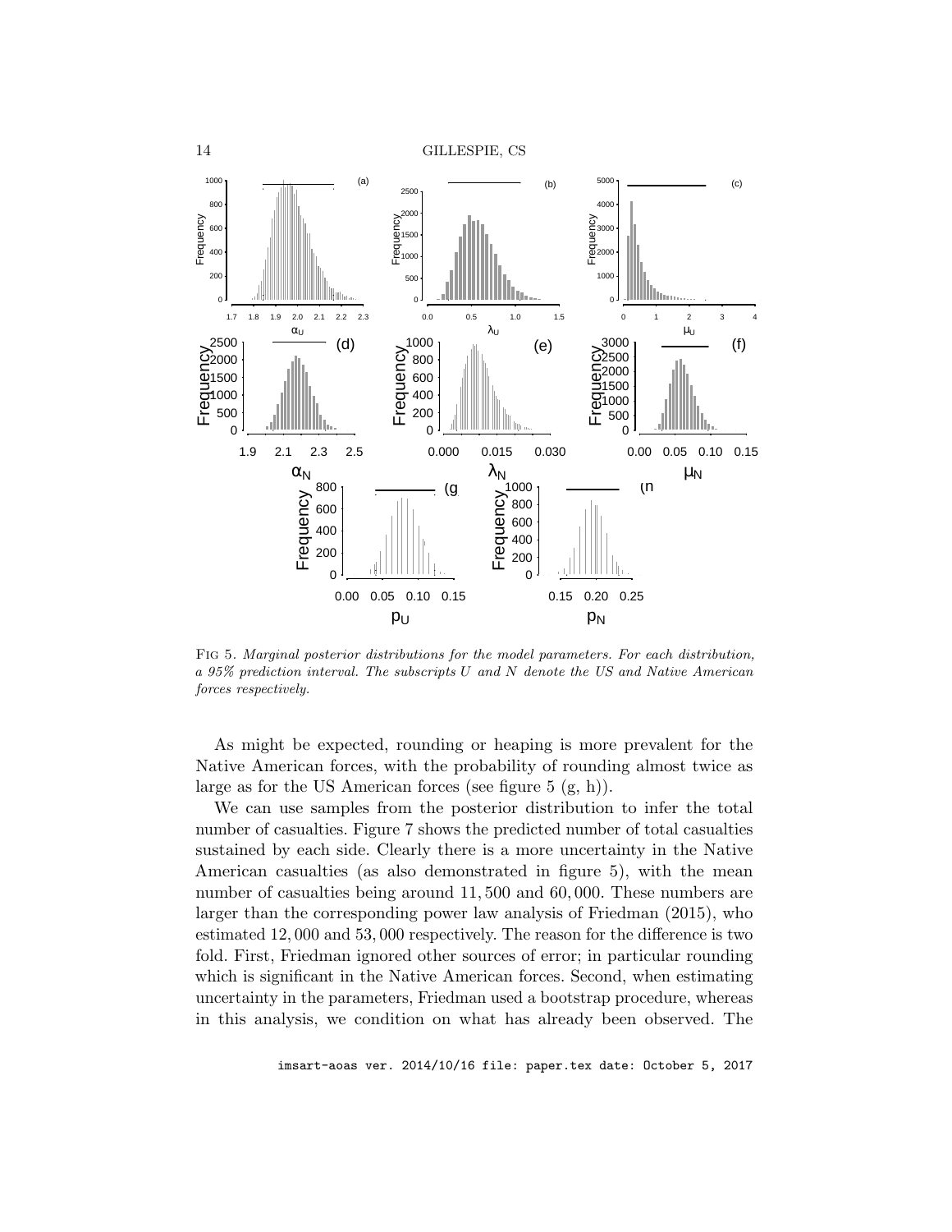Fig 5. *Marginal posterior distributions for the model parameters. For each distribution, a 95% prediction interval. The subscripts U and N denote the US and Native American forces respectively.*

As might be expected, rounding or heaping is more prevalent for the Native American forces, with the probability of rounding almost twice as large as for the US American forces (see figure 5 (g, h)).

We can use samples from the posterior distribution to infer the total number of casualties. Figure 7 shows the predicted number of total casualties sustained by each side. Clearly there is a more uncertainty in the Native American casualties (as also demonstrated in figure 5), with the mean number of casualties being around 11,500 and 60,000. These numbers are larger than the corresponding power law analysis of Friedman (2015), who estimated 12,000 and 53,000 respectively. The reason for the difference is two fold. First, Friedman ignored other sources of error; in particular rounding which is significant in the Native American forces. Second, when estimating uncertainty in the parameters, Friedman used a bootstrap procedure, whereas in this analysis, we condition on what has already been observed. The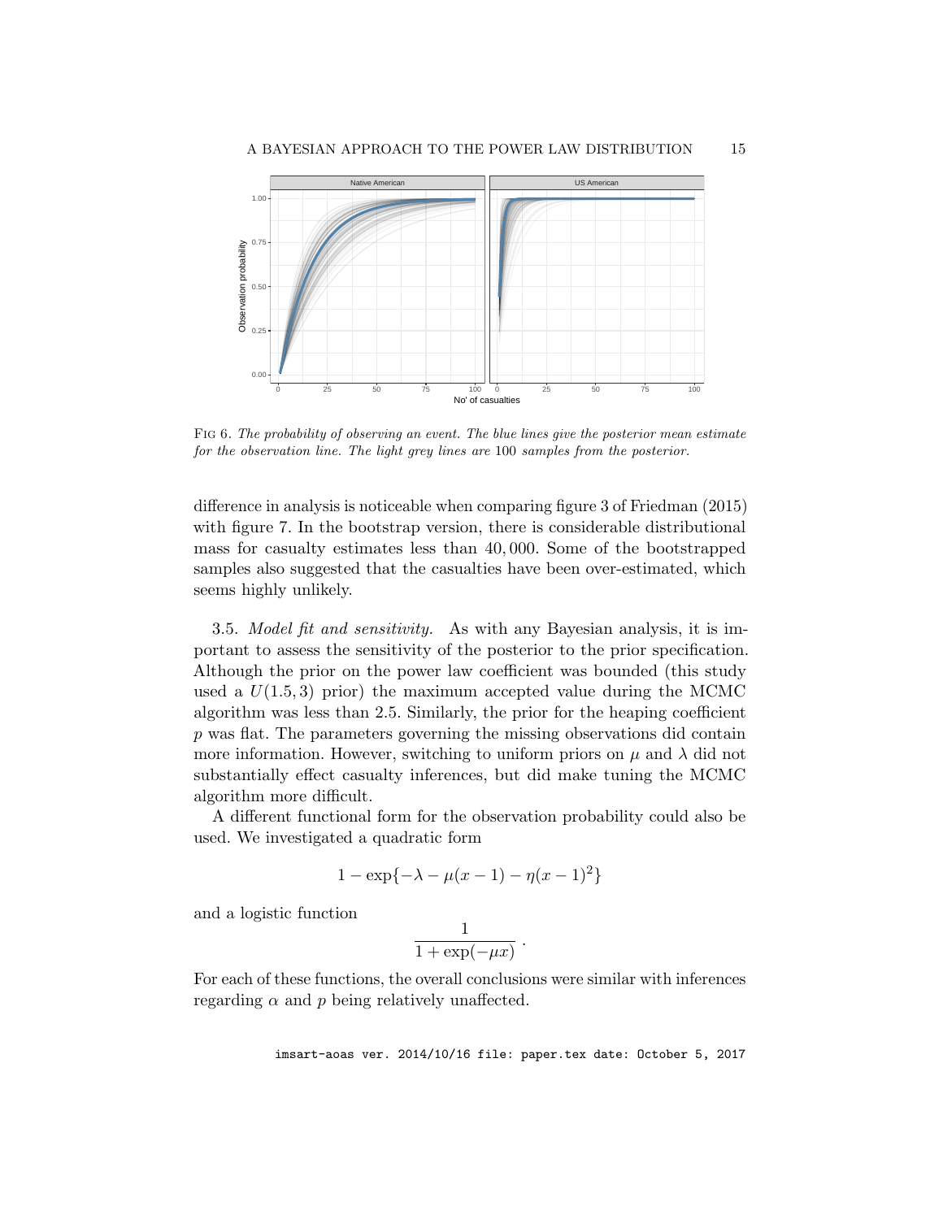FIG 6. *The probability of observing an event. The blue lines give the posterior mean estimate for the observation line. The light grey lines are* 100 *samples from the posterior.*

difference in analysis is noticeable when comparing figure 3 of Friedman (2015) with figure 7. In the bootstrap version, there is considerable distributional mass for casualty estimates less than 40, 000. Some of the bootstrapped samples also suggested that the casualties have been over-estimated, which seems highly unlikely.

3.5. *Model fit and sensitivity.* As with any Bayesian analysis, it is important to assess the sensitivity of the posterior to the prior specification. Although the prior on the power law coefficient was bounded (this study used a $U(1.5, 3)$ prior) the maximum accepted value during the MCMC algorithm was less than 2.5. Similarly, the prior for the heaping coefficient $p$ was flat. The parameters governing the missing observations did contain more information. However, switching to uniform priors on $\mu$ and $\lambda$ did not substantially effect casualty inferences, but did make tuning the MCMC algorithm more difficult.

A different functional form for the observation probability could also be used. We investigated a quadratic form

$$1 - \exp\{-\lambda - \mu(x - 1) - \eta(x - 1)^2\}$$

and a logistic function

$$\frac{1}{1 + \exp(-\mu x)} \, .$$

For each of these functions, the overall conclusions were similar with inferences regarding $\alpha$ and $p$ being relatively unaffected.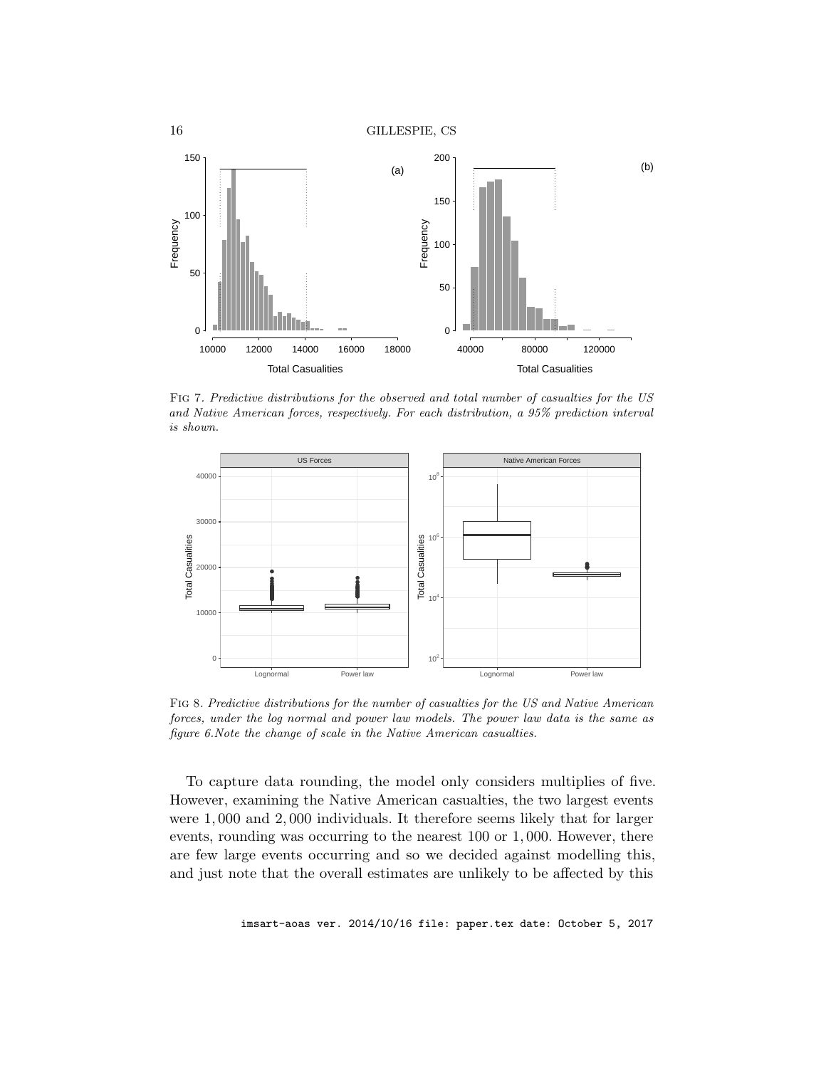Fig 7. *Predictive distributions for the observed and total number of casualties for the US and Native American forces, respectively. For each distribution, a 95% prediction interval is shown.*

Fig 8. *Predictive distributions for the number of casualties for the US and Native American forces, under the log normal and power law models. The power law data is the same as figure 6.Note the change of scale in the Native American casualties.*

To capture data rounding, the model only considers multiples of five. However, examining the Native American casualties, the two largest events were 1,000 and 2,000 individuals. It therefore seems likely that for larger events, rounding was occurring to the nearest 100 or 1,000. However, there are few large events occurring and so we decided against modelling this, and just note that the overall estimates are unlikely to be affected by this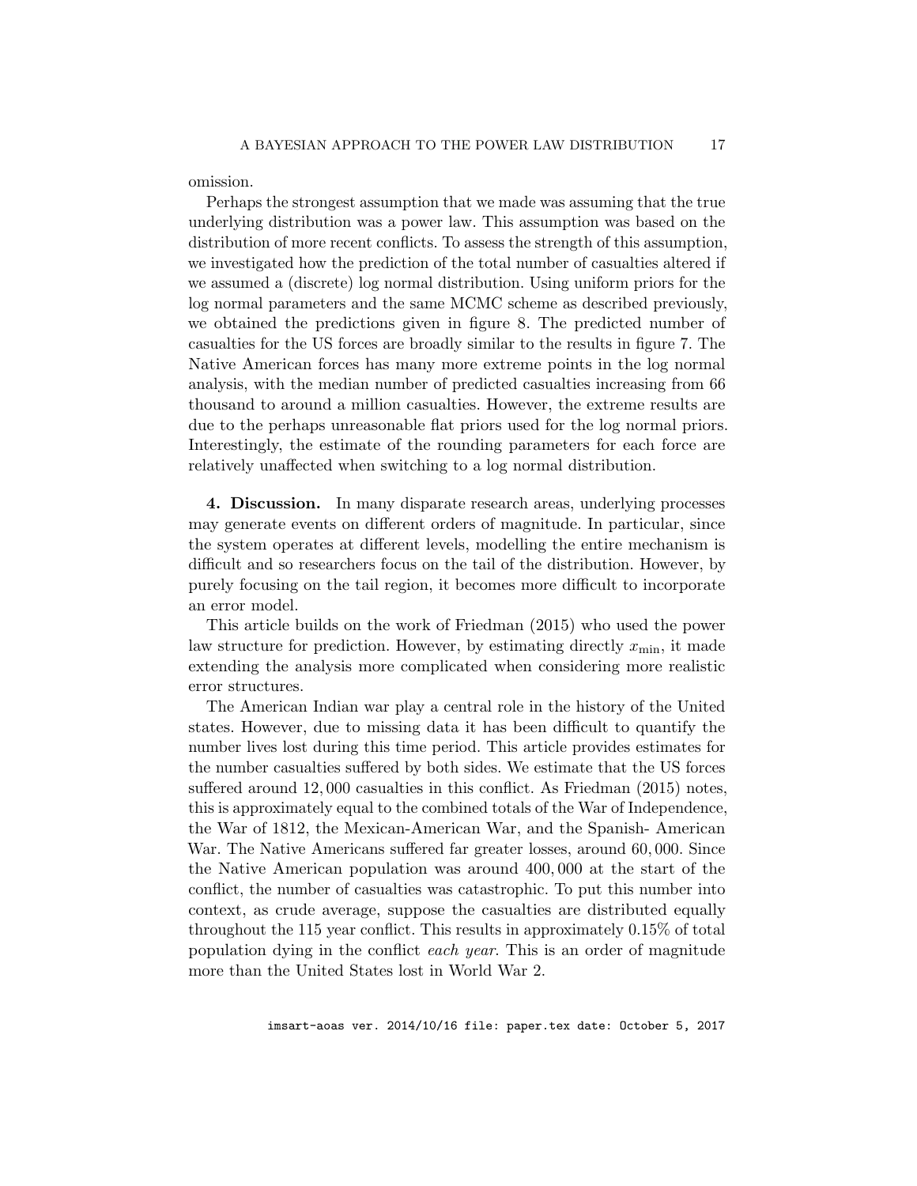omission.

Perhaps the strongest assumption that we made was assuming that the true underlying distribution was a power law. This assumption was based on the distribution of more recent conflicts. To assess the strength of this assumption, we investigated how the prediction of the total number of casualties altered if we assumed a (discrete) log normal distribution. Using uniform priors for the log normal parameters and the same MCMC scheme as described previously, we obtained the predictions given in figure 8. The predicted number of casualties for the US forces are broadly similar to the results in figure 7. The Native American forces has many more extreme points in the log normal analysis, with the median number of predicted casualties increasing from 66 thousand to around a million casualties. However, the extreme results are due to the perhaps unreasonable flat priors used for the log normal priors. Interestingly, the estimate of the rounding parameters for each force are relatively unaffected when switching to a log normal distribution.

## 4. Discussion.

In many disparate research areas, underlying processes may generate events on different orders of magnitude. In particular, since the system operates at different levels, modelling the entire mechanism is difficult and so researchers focus on the tail of the distribution. However, by purely focusing on the tail region, it becomes more difficult to incorporate an error model.

This article builds on the work of Friedman (2015) who used the power law structure for prediction. However, by estimating directly $x_{\min}$, it made extending the analysis more complicated when considering more realistic error structures.

The American Indian war play a central role in the history of the United states. However, due to missing data it has been difficult to quantify the number lives lost during this time period. This article provides estimates for the number casualties suffered by both sides. We estimate that the US forces suffered around 12,000 casualties in this conflict. As Friedman (2015) notes, this is approximately equal to the combined totals of the War of Independence, the War of 1812, the Mexican-American War, and the Spanish- American War. The Native Americans suffered far greater losses, around 60,000. Since the Native American population was around 400,000 at the start of the conflict, the number of casualties was catastrophic. To put this number into context, as crude average, suppose the casualties are distributed equally throughout the 115 year conflict. This results in approximately 0.15% of total population dying in the conflict *each year*. This is an order of magnitude more than the United States lost in World War 2.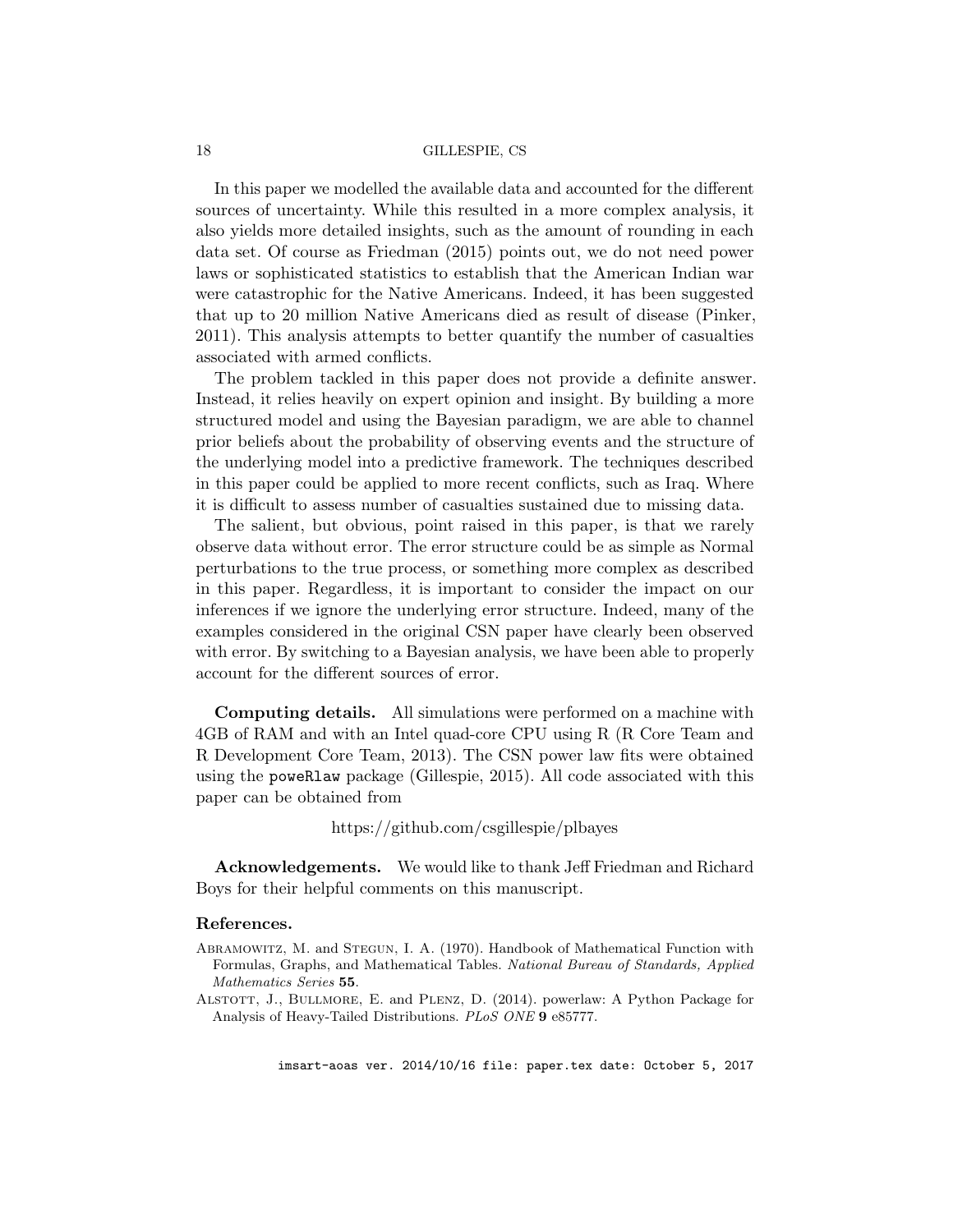In this paper we modelled the available data and accounted for the different sources of uncertainty. While this resulted in a more complex analysis, it also yields more detailed insights, such as the amount of rounding in each data set. Of course as Friedman (2015) points out, we do not need power laws or sophisticated statistics to establish that the American Indian war were catastrophic for the Native Americans. Indeed, it has been suggested that up to 20 million Native Americans died as result of disease (Pinker, 2011). This analysis attempts to better quantify the number of casualties associated with armed conflicts.

The problem tackled in this paper does not provide a definite answer. Instead, it relies heavily on expert opinion and insight. By building a more structured model and using the Bayesian paradigm, we are able to channel prior beliefs about the probability of observing events and the structure of the underlying model into a predictive framework. The techniques described in this paper could be applied to more recent conflicts, such as Iraq. Where it is difficult to assess number of casualties sustained due to missing data.

The salient, but obvious, point raised in this paper, is that we rarely observe data without error. The error structure could be as simple as Normal perturbations to the true process, or something more complex as described in this paper. Regardless, it is important to consider the impact on our inferences if we ignore the underlying error structure. Indeed, many of the examples considered in the original CSN paper have clearly been observed with error. By switching to a Bayesian analysis, we have been able to properly account for the different sources of error.

**Computing details.** All simulations were performed on a machine with 4GB of RAM and with an Intel quad-core CPU using R (R Core Team and R Development Core Team, 2013). The CSN power law fits were obtained using the `poweRlaw` package (Gillespie, 2015). All code associated with this paper can be obtained from

https://github.com/csgillespie/plbayes

**Acknowledgements.** We would like to thank Jeff Friedman and Richard Boys for their helpful comments on this manuscript.

## References.

Abramowitz, M. and Stegun, I. A. (1970). Handbook of Mathematical Function with Formulas, Graphs, and Mathematical Tables. *National Bureau of Standards, Applied Mathematics Series* **55**.

Alstott, J., Bullmore, E. and Plenz, D. (2014). powerlaw: A Python Package for Analysis of Heavy-Tailed Distributions. *PLoS ONE* **9** e85777.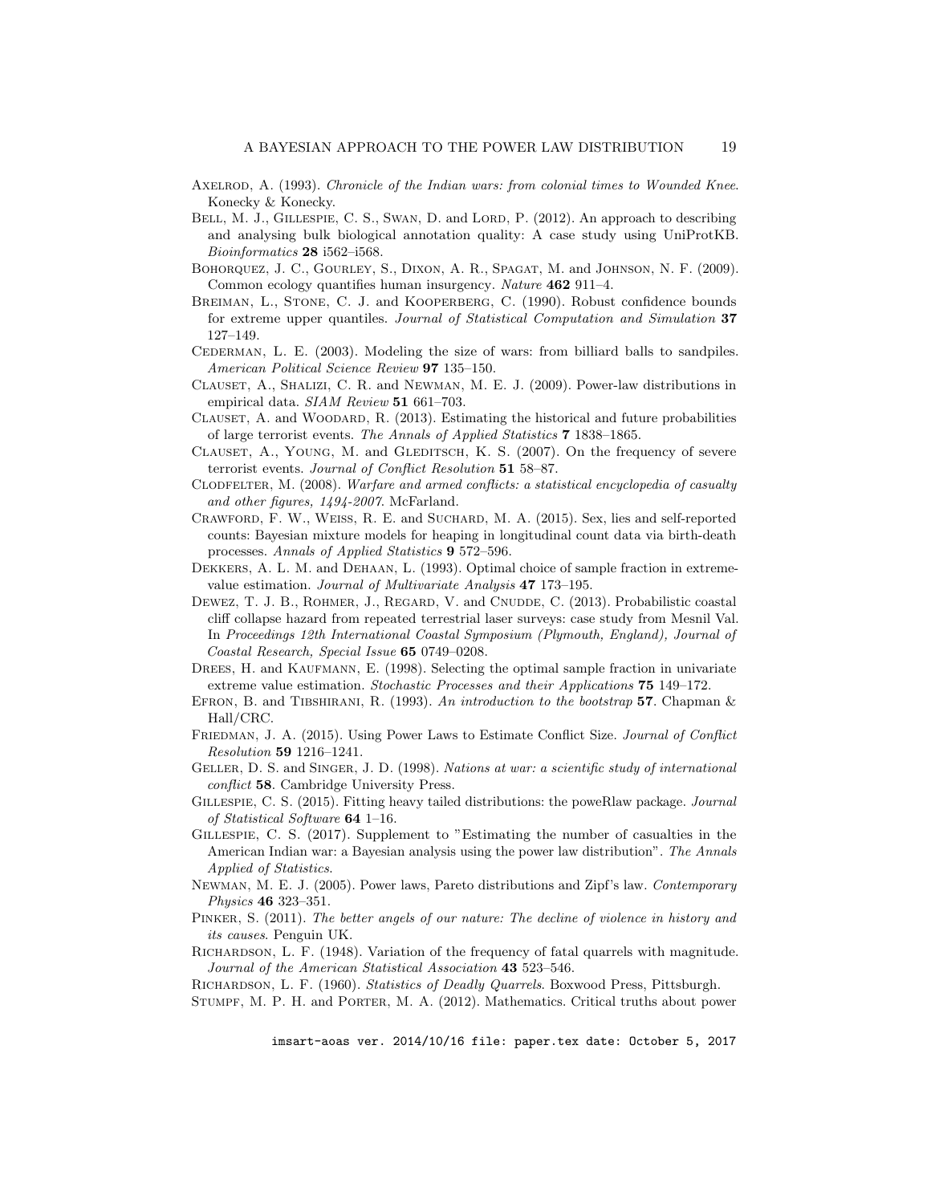Axelrod, A. (1993). *Chronicle of the Indian wars: from colonial times to Wounded Knee*. Konecky & Konecky.

Bell, M. J., Gillespie, C. S., Swan, D. and Lord, P. (2012). An approach to describing and analysing bulk biological annotation quality: A case study using UniProtKB. *Bioinformatics* **28** i562–i568.

Bohorquez, J. C., Gourley, S., Dixon, A. R., Spagat, M. and Johnson, N. F. (2009). Common ecology quantifies human insurgency. *Nature* **462** 911–4.

Breiman, L., Stone, C. J. and Kooperberg, C. (1990). Robust confidence bounds for extreme upper quantiles. *Journal of Statistical Computation and Simulation* **37** 127–149.

Cederman, L. E. (2003). Modeling the size of wars: from billiard balls to sandpiles. *American Political Science Review* **97** 135–150.

Clauset, A., Shalizi, C. R. and Newman, M. E. J. (2009). Power-law distributions in empirical data. *SIAM Review* **51** 661–703.

Clauset, A. and Woodard, R. (2013). Estimating the historical and future probabilities of large terrorist events. *The Annals of Applied Statistics* **7** 1838–1865.

Clauset, A., Young, M. and Gleditsch, K. S. (2007). On the frequency of severe terrorist events. *Journal of Conflict Resolution* **51** 58–87.

Clodfelter, M. (2008). *Warfare and armed conflicts: a statistical encyclopedia of casualty and other figures, 1494-2007*. McFarland.

Crawford, F. W., Weiss, R. E. and Suchard, M. A. (2015). Sex, lies and self-reported counts: Bayesian mixture models for heaping in longitudinal count data via birth-death processes. *Annals of Applied Statistics* **9** 572–596.

Dekkers, A. L. M. and Dehaan, L. (1993). Optimal choice of sample fraction in extreme-value estimation. *Journal of Multivariate Analysis* **47** 173–195.

Dewez, T. J. B., Rohmer, J., Regard, V. and Cnudde, C. (2013). Probabilistic coastal cliff collapse hazard from repeated terrestrial laser surveys: case study from Mesnil Val. In *Proceedings 12th International Coastal Symposium (Plymouth, England), Journal of Coastal Research, Special Issue* **65** 0749–0208.

Drees, H. and Kaufmann, E. (1998). Selecting the optimal sample fraction in univariate extreme value estimation. *Stochastic Processes and their Applications* **75** 149–172.

Efron, B. and Tibshirani, R. (1993). *An introduction to the bootstrap* **57**. Chapman & Hall/CRC.

Friedman, J. A. (2015). Using Power Laws to Estimate Conflict Size. *Journal of Conflict Resolution* **59** 1216–1241.

Geller, D. S. and Singer, J. D. (1998). *Nations at war: a scientific study of international conflict* **58**. Cambridge University Press.

Gillespie, C. S. (2015). Fitting heavy tailed distributions: the poweRlaw package. *Journal of Statistical Software* **64** 1–16.

Gillespie, C. S. (2017). Supplement to "Estimating the number of casualties in the American Indian war: a Bayesian analysis using the power law distribution". *The Annals Applied of Statistics*.

Newman, M. E. J. (2005). Power laws, Pareto distributions and Zipf's law. *Contemporary Physics* **46** 323–351.

Pinker, S. (2011). *The better angels of our nature: The decline of violence in history and its causes*. Penguin UK.

Richardson, L. F. (1948). Variation of the frequency of fatal quarrels with magnitude. *Journal of the American Statistical Association* **43** 523–546.

Richardson, L. F. (1960). *Statistics of Deadly Quarrels*. Boxwood Press, Pittsburgh.

Stumpf, M. P. H. and Porter, M. A. (2012). Mathematics. Critical truths about power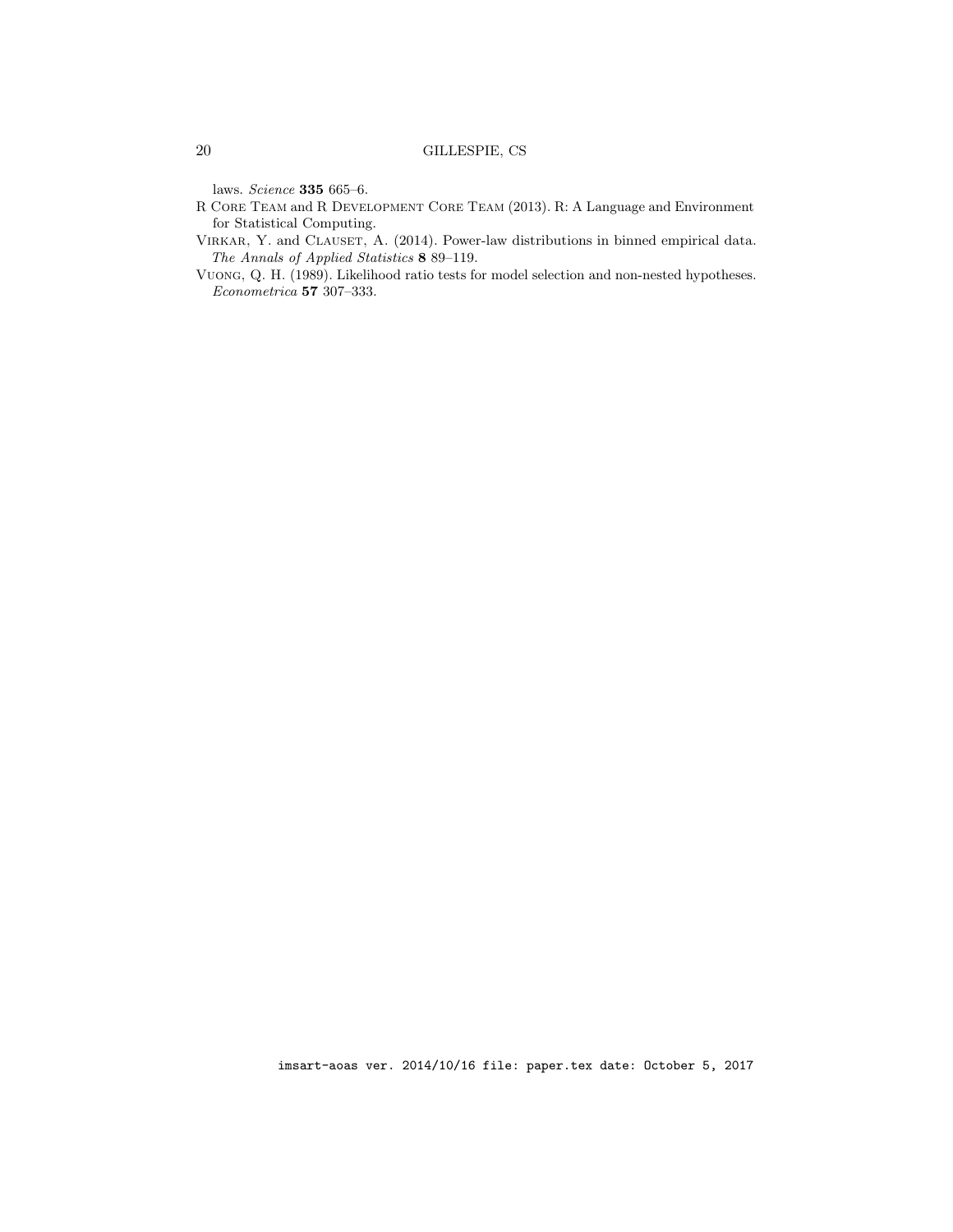laws. *Science* **335** 665–6.

R Core Team and R Development Core Team (2013). R: A Language and Environment for Statistical Computing.

Virkar, Y. and Clauset, A. (2014). Power-law distributions in binned empirical data. *The Annals of Applied Statistics* **8** 89–119.

Vuong, Q. H. (1989). Likelihood ratio tests for model selection and non-nested hypotheses. *Econometrica* **57** 307–333.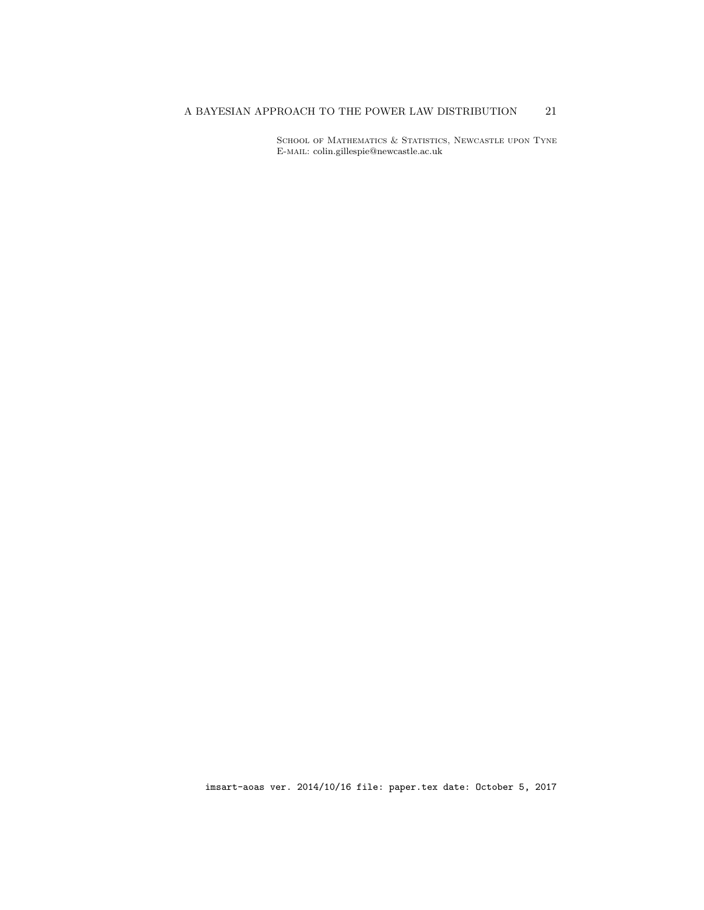School of Mathematics & Statistics, Newcastle upon Tyne
E-mail: colin.gillespie@newcastle.ac.uk